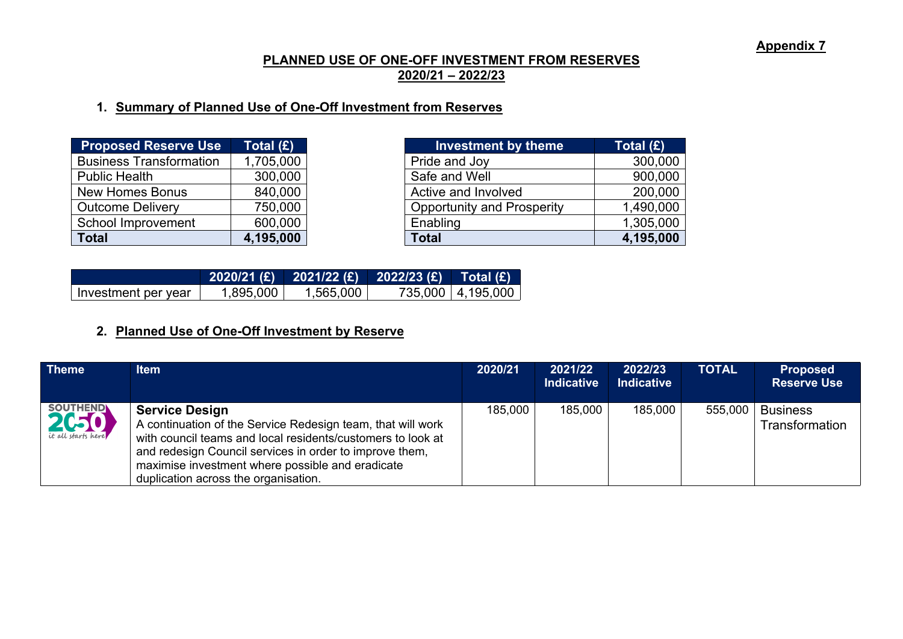**Appendix 7**

# PLANNED USE OF ONE-OFF INVESTMENT FROM RESERVES 2020/21 – 2022/23

## 1. Summary of Planned Use of One-Off Investment from Reserves

| Proposed Reserve Use | Total (£) |
|---|---|
| Business Transformation | 1,705,000 |
| Public Health | 300,000 |
| New Homes Bonus | 840,000 |
| Outcome Delivery | 750,000 |
| School Improvement | 600,000 |
| **Total** | **4,195,000** |

| Investment by theme | Total (£) |
|---|---|
| Pride and Joy | 300,000 |
| Safe and Well | 900,000 |
| Active and Involved | 200,000 |
| Opportunity and Prosperity | 1,490,000 |
| Enabling | 1,305,000 |
| **Total** | **4,195,000** |

| | 2020/21 (£) | 2021/22 (£) | 2022/23 (£) | Total (£) |
|---|---|---|---|---|
| Investment per year | 1,895,000 | 1,565,000 | 735,000 | 4,195,000 |

## 2. Planned Use of One-Off Investment by Reserve

| Theme | Item | 2020/21 | 2021/22 Indicative | 2022/23 Indicative | TOTAL | Proposed Reserve Use |
|---|---|---|---|---|---|---|
| SOUTHEND 2050 it all starts here | **Service Design** A continuation of the Service Redesign team, that will work with council teams and local residents/customers to look at and redesign Council services in order to improve them, maximise investment where possible and eradicate duplication across the organisation. | 185,000 | 185,000 | 185,000 | 555,000 | Business Transformation |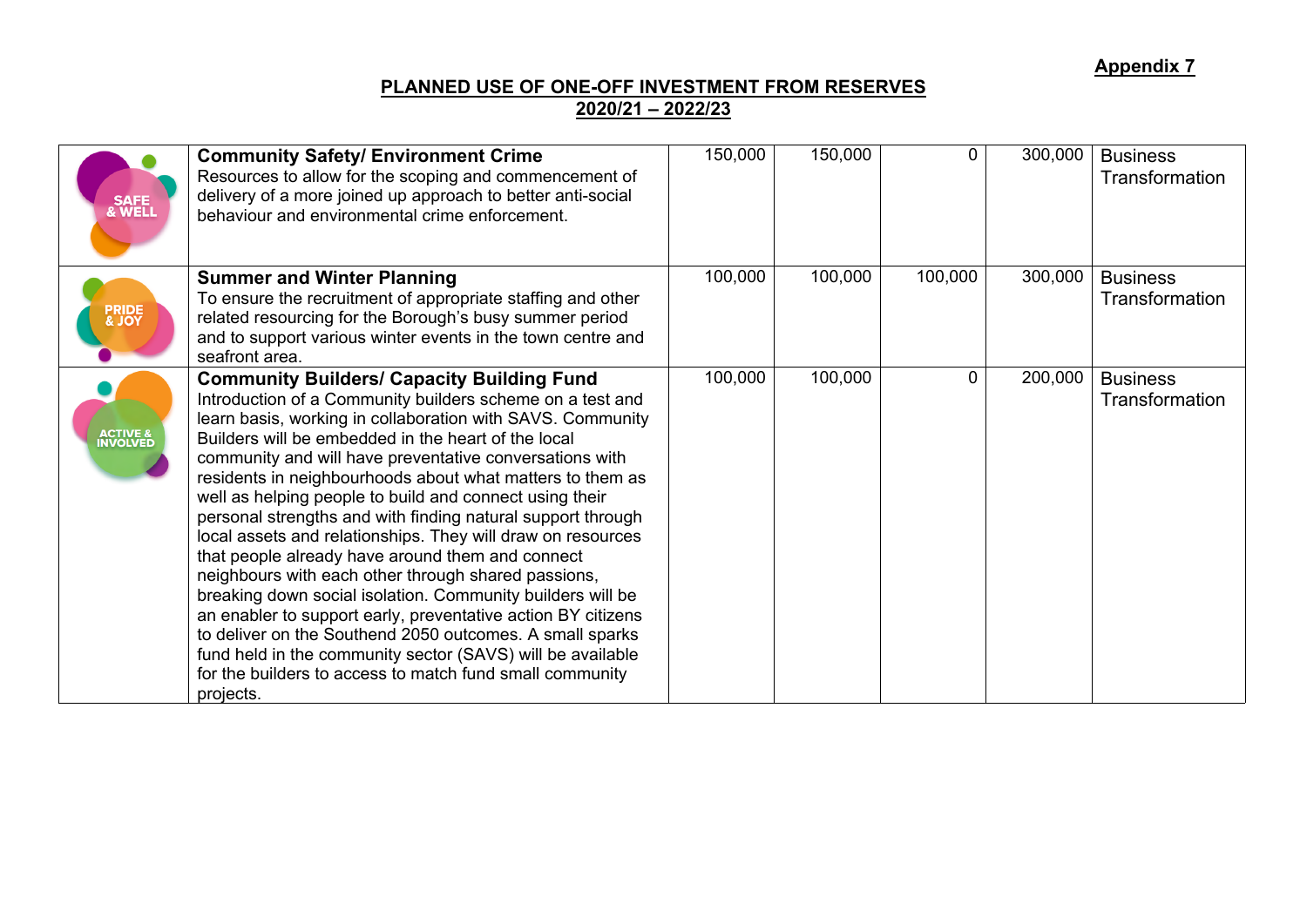**Appendix 7**

**PLANNED USE OF ONE-OFF INVESTMENT FROM RESERVES**
**2020/21 – 2022/23**

| | | | | | | |
|---|---|---|---|---|---|---|
| SAFE & WELL | **Community Safety/ Environment Crime** Resources to allow for the scoping and commencement of delivery of a more joined up approach to better anti-social behaviour and environmental crime enforcement. | 150,000 | 150,000 | 0 | 300,000 | Business Transformation |
| PRIDE & JOY | **Summer and Winter Planning** To ensure the recruitment of appropriate staffing and other related resourcing for the Borough's busy summer period and to support various winter events in the town centre and seafront area. | 100,000 | 100,000 | 100,000 | 300,000 | Business Transformation |
| ACTIVE & INVOLVED | **Community Builders/ Capacity Building Fund** Introduction of a Community builders scheme on a test and learn basis, working in collaboration with SAVS. Community Builders will be embedded in the heart of the local community and will have preventative conversations with residents in neighbourhoods about what matters to them as well as helping people to build and connect using their personal strengths and with finding natural support through local assets and relationships. They will draw on resources that people already have around them and connect neighbours with each other through shared passions, breaking down social isolation. Community builders will be an enabler to support early, preventative action BY citizens to deliver on the Southend 2050 outcomes. A small sparks fund held in the community sector (SAVS) will be available for the builders to access to match fund small community projects. | 100,000 | 100,000 | 0 | 200,000 | Business Transformation |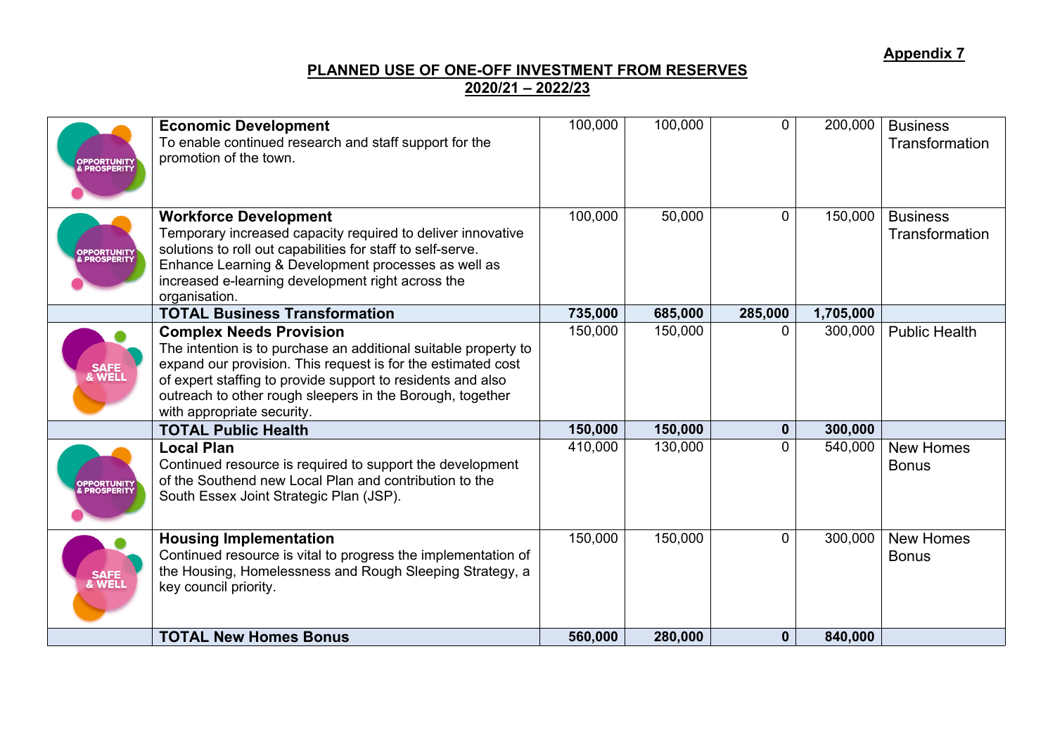**Appendix 7**

**PLANNED USE OF ONE-OFF INVESTMENT FROM RESERVES**
**2020/21 – 2022/23**

| | | | | | | |
|---|---|---|---|---|---|---|
| OPPORTUNITY & PROSPERITY | **Economic Development**<br>To enable continued research and staff support for the promotion of the town. | 100,000 | 100,000 | 0 | 200,000 | Business Transformation |
| OPPORTUNITY & PROSPERITY | **Workforce Development**<br>Temporary increased capacity required to deliver innovative solutions to roll out capabilities for staff to self-serve. Enhance Learning & Development processes as well as increased e-learning development right across the organisation. | 100,000 | 50,000 | 0 | 150,000 | Business Transformation |
| | **TOTAL Business Transformation** | **735,000** | **685,000** | **285,000** | **1,705,000** | |
| SAFE & WELL | **Complex Needs Provision**<br>The intention is to purchase an additional suitable property to expand our provision. This request is for the estimated cost of expert staffing to provide support to residents and also outreach to other rough sleepers in the Borough, together with appropriate security. | 150,000 | 150,000 | 0 | 300,000 | Public Health |
| | **TOTAL Public Health** | **150,000** | **150,000** | **0** | **300,000** | |
| OPPORTUNITY & PROSPERITY | **Local Plan**<br>Continued resource is required to support the development of the Southend new Local Plan and contribution to the South Essex Joint Strategic Plan (JSP). | 410,000 | 130,000 | 0 | 540,000 | New Homes Bonus |
| SAFE & WELL | **Housing Implementation**<br>Continued resource is vital to progress the implementation of the Housing, Homelessness and Rough Sleeping Strategy, a key council priority. | 150,000 | 150,000 | 0 | 300,000 | New Homes Bonus |
| | **TOTAL New Homes Bonus** | **560,000** | **280,000** | **0** | **840,000** | |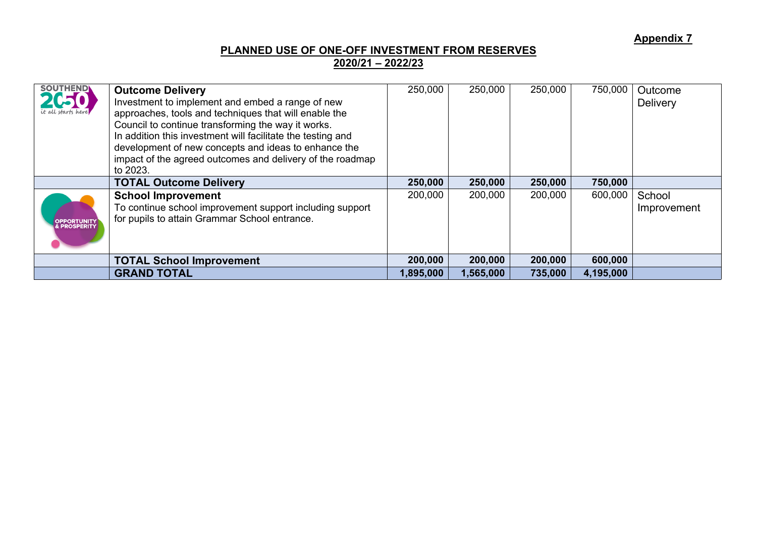**Appendix 7**

**PLANNED USE OF ONE-OFF INVESTMENT FROM RESERVES**
**2020/21 – 2022/23**

| | | | | | | |
|---|---|---|---|---|---|---|
| SOUTHEND 2050 it all starts here | **Outcome Delivery**<br>Investment to implement and embed a range of new approaches, tools and techniques that will enable the Council to continue transforming the way it works.<br>In addition this investment will facilitate the testing and development of new concepts and ideas to enhance the impact of the agreed outcomes and delivery of the roadmap to 2023. | 250,000 | 250,000 | 250,000 | 750,000 | Outcome Delivery |
| | **TOTAL Outcome Delivery** | **250,000** | **250,000** | **250,000** | **750,000** | |
| OPPORTUNITY & PROSPERITY | **School Improvement**<br>To continue school improvement support including support for pupils to attain Grammar School entrance. | 200,000 | 200,000 | 200,000 | 600,000 | School Improvement |
| | **TOTAL School Improvement** | **200,000** | **200,000** | **200,000** | **600,000** | |
| | **GRAND TOTAL** | **1,895,000** | **1,565,000** | **735,000** | **4,195,000** | |